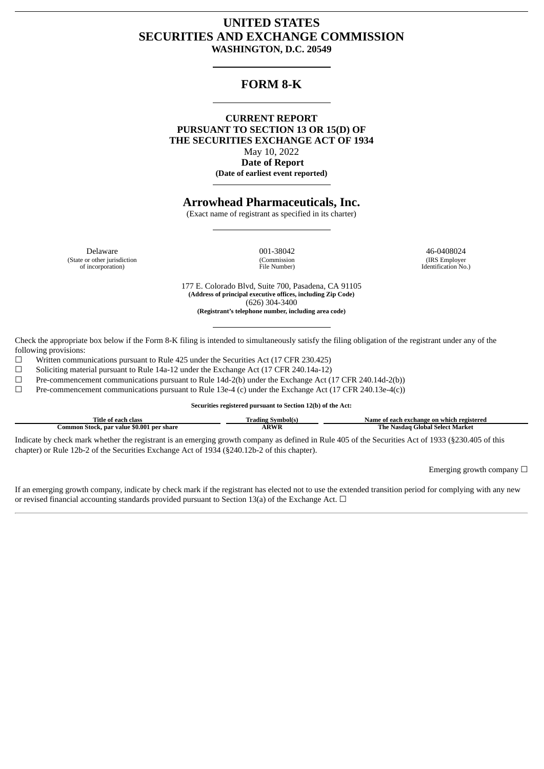# UNITED STATES
# SECURITIES AND EXCHANGE COMMISSION
**WASHINGTON, D.C. 20549**

## FORM 8-K

**CURRENT REPORT**
**PURSUANT TO SECTION 13 OR 15(D) OF**
**THE SECURITIES EXCHANGE ACT OF 1934**

May 10, 2022
**Date of Report**
**(Date of earliest event reported)**

## Arrowhead Pharmaceuticals, Inc.

(Exact name of registrant as specified in its charter)

| | | |
|---|---|---|
| Delaware | 001-38042 | 46-0408024 |
| (State or other jurisdiction of incorporation) | (Commission File Number) | (IRS Employer Identification No.) |

177 E. Colorado Blvd, Suite 700, Pasadena, CA 91105
**(Address of principal executive offices, including Zip Code)**
(626) 304-3400
**(Registrant's telephone number, including area code)**

Check the appropriate box below if the Form 8-K filing is intended to simultaneously satisfy the filing obligation of the registrant under any of the following provisions:

☐ Written communications pursuant to Rule 425 under the Securities Act (17 CFR 230.425)
☐ Soliciting material pursuant to Rule 14a-12 under the Exchange Act (17 CFR 240.14a-12)
☐ Pre-commencement communications pursuant to Rule 14d-2(b) under the Exchange Act (17 CFR 240.14d-2(b))
☐ Pre-commencement communications pursuant to Rule 13e-4 (c) under the Exchange Act (17 CFR 240.13e-4(c))

**Securities registered pursuant to Section 12(b) of the Act:**

| Title of each class | Trading Symbol(s) | Name of each exchange on which registered |
|---|---|---|
| Common Stock, par value $0.001 per share | ARWR | The Nasdaq Global Select Market |

Indicate by check mark whether the registrant is an emerging growth company as defined in Rule 405 of the Securities Act of 1933 (§230.405 of this chapter) or Rule 12b-2 of the Securities Exchange Act of 1934 (§240.12b-2 of this chapter).

Emerging growth company ☐

If an emerging growth company, indicate by check mark if the registrant has elected not to use the extended transition period for complying with any new or revised financial accounting standards provided pursuant to Section 13(a) of the Exchange Act. ☐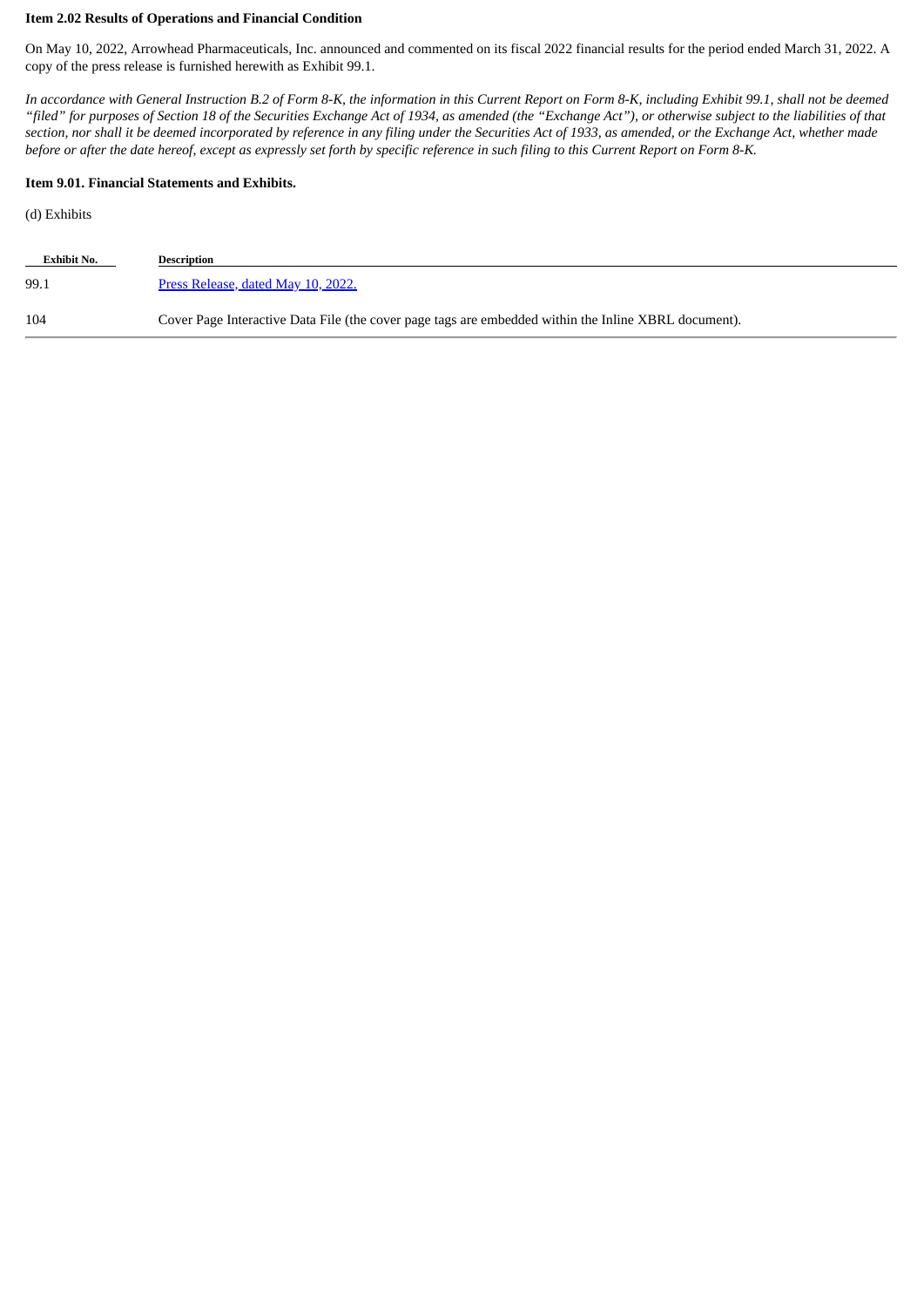**Item 2.02 Results of Operations and Financial Condition**

On May 10, 2022, Arrowhead Pharmaceuticals, Inc. announced and commented on its fiscal 2022 financial results for the period ended March 31, 2022. A copy of the press release is furnished herewith as Exhibit 99.1.

*In accordance with General Instruction B.2 of Form 8-K, the information in this Current Report on Form 8-K, including Exhibit 99.1, shall not be deemed "filed" for purposes of Section 18 of the Securities Exchange Act of 1934, as amended (the "Exchange Act"), or otherwise subject to the liabilities of that section, nor shall it be deemed incorporated by reference in any filing under the Securities Act of 1933, as amended, or the Exchange Act, whether made before or after the date hereof, except as expressly set forth by specific reference in such filing to this Current Report on Form 8-K.*

**Item 9.01. Financial Statements and Exhibits.**

(d) Exhibits

| Exhibit No. | Description |
|---|---|
| 99.1 | Press Release, dated May 10, 2022. |
| 104 | Cover Page Interactive Data File (the cover page tags are embedded within the Inline XBRL document). |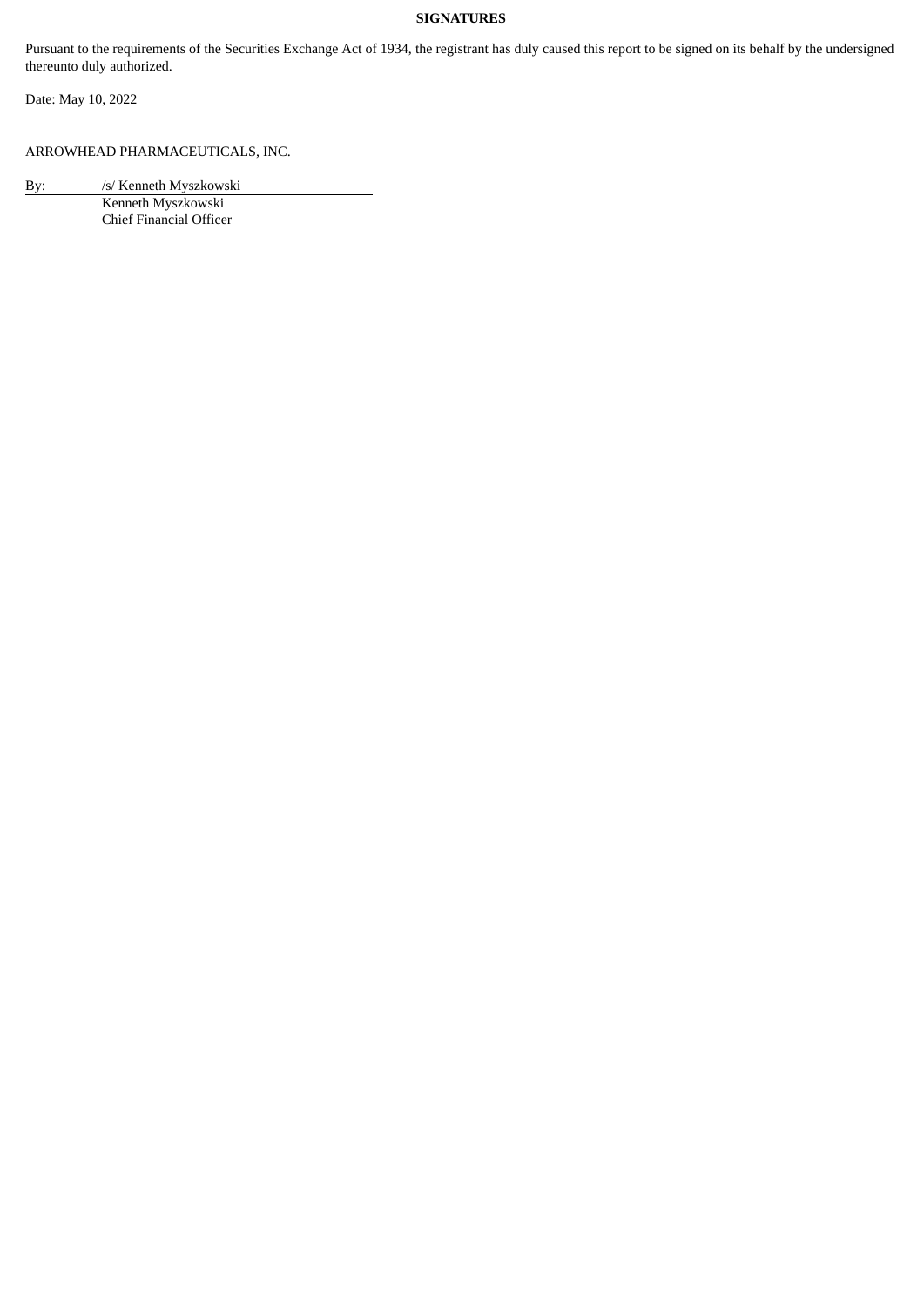**SIGNATURES**

Pursuant to the requirements of the Securities Exchange Act of 1934, the registrant has duly caused this report to be signed on its behalf by the undersigned thereunto duly authorized.

Date: May 10, 2022

ARROWHEAD PHARMACEUTICALS, INC.

By: /s/ Kenneth Myszkowski
Kenneth Myszkowski
Chief Financial Officer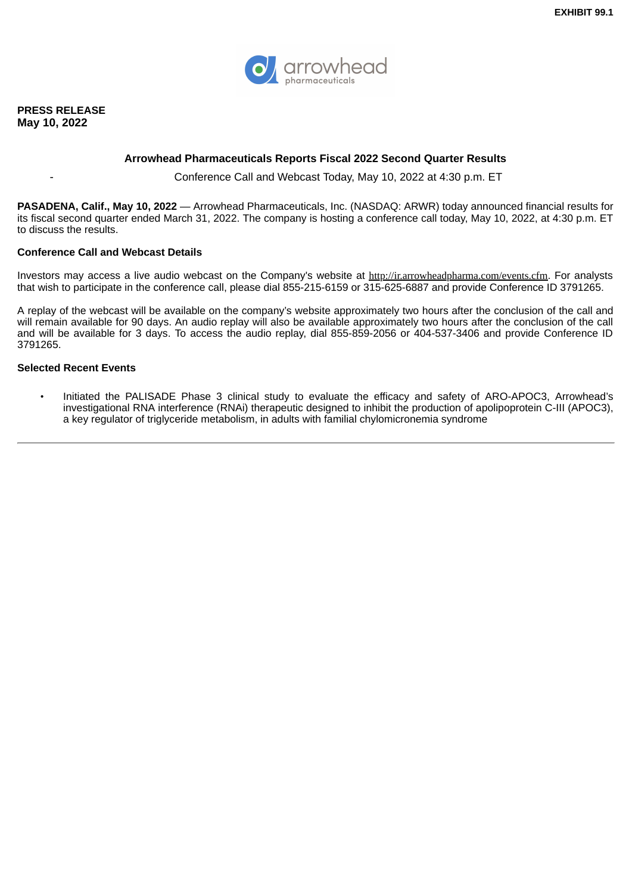EXHIBIT 99.1

**PRESS RELEASE**
**May 10, 2022**

### Arrowhead Pharmaceuticals Reports Fiscal 2022 Second Quarter Results

- Conference Call and Webcast Today, May 10, 2022 at 4:30 p.m. ET

**PASADENA, Calif., May 10, 2022** — Arrowhead Pharmaceuticals, Inc. (NASDAQ: ARWR) today announced financial results for its fiscal second quarter ended March 31, 2022. The company is hosting a conference call today, May 10, 2022, at 4:30 p.m. ET to discuss the results.

**Conference Call and Webcast Details**

Investors may access a live audio webcast on the Company's website at http://ir.arrowheadpharma.com/events.cfm. For analysts that wish to participate in the conference call, please dial 855-215-6159 or 315-625-6887 and provide Conference ID 3791265.

A replay of the webcast will be available on the company's website approximately two hours after the conclusion of the call and will remain available for 90 days. An audio replay will also be available approximately two hours after the conclusion of the call and will be available for 3 days. To access the audio replay, dial 855-859-2056 or 404-537-3406 and provide Conference ID 3791265.

**Selected Recent Events**

- Initiated the PALISADE Phase 3 clinical study to evaluate the efficacy and safety of ARO-APOC3, Arrowhead's investigational RNA interference (RNAi) therapeutic designed to inhibit the production of apolipoprotein C-III (APOC3), a key regulator of triglyceride metabolism, in adults with familial chylomicronemia syndrome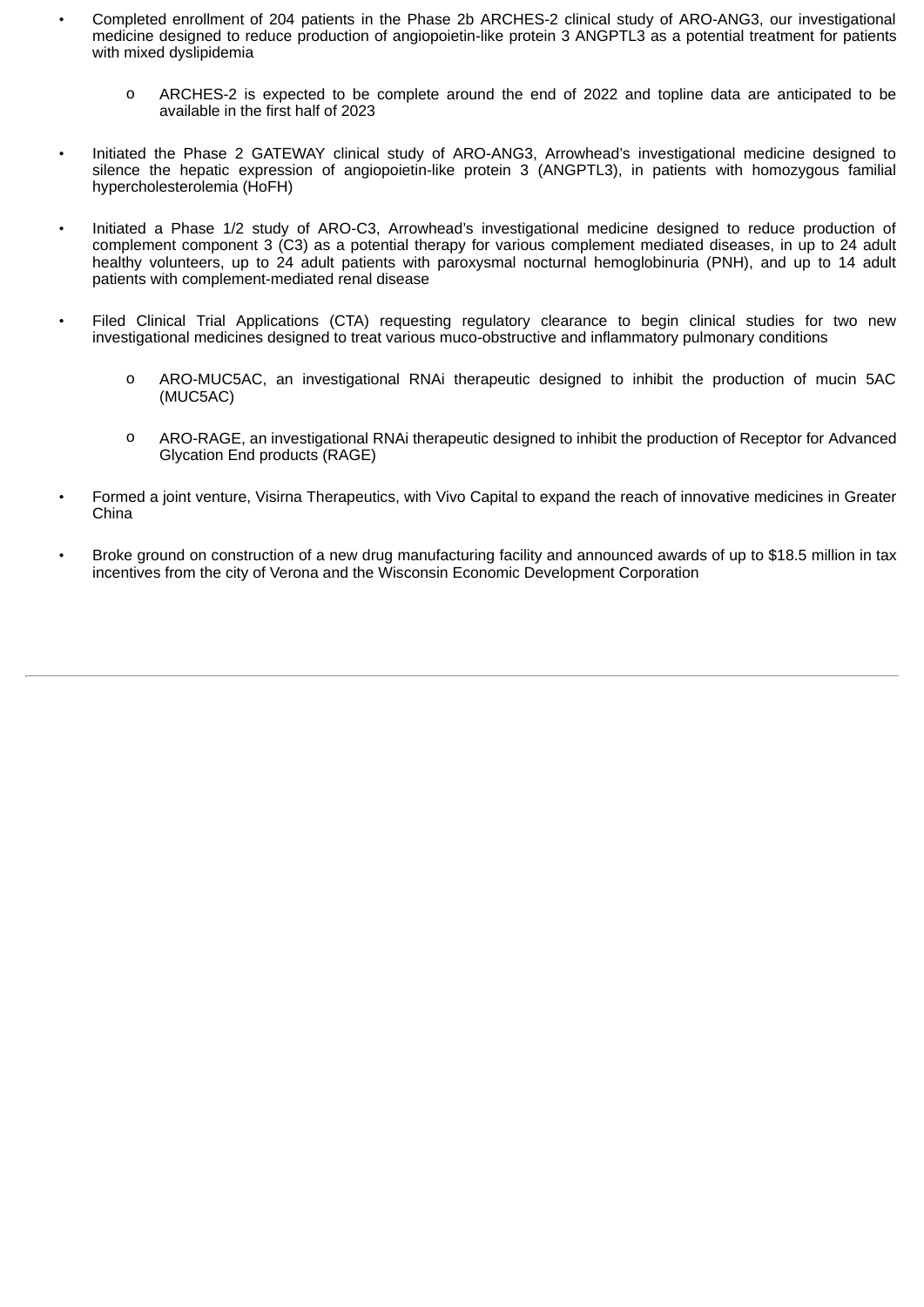- Completed enrollment of 204 patients in the Phase 2b ARCHES-2 clinical study of ARO-ANG3, our investigational medicine designed to reduce production of angiopoietin-like protein 3 ANGPTL3 as a potential treatment for patients with mixed dyslipidemia
  - ARCHES-2 is expected to be complete around the end of 2022 and topline data are anticipated to be available in the first half of 2023
- Initiated the Phase 2 GATEWAY clinical study of ARO-ANG3, Arrowhead's investigational medicine designed to silence the hepatic expression of angiopoietin-like protein 3 (ANGPTL3), in patients with homozygous familial hypercholesterolemia (HoFH)
- Initiated a Phase 1/2 study of ARO-C3, Arrowhead's investigational medicine designed to reduce production of complement component 3 (C3) as a potential therapy for various complement mediated diseases, in up to 24 adult healthy volunteers, up to 24 adult patients with paroxysmal nocturnal hemoglobinuria (PNH), and up to 14 adult patients with complement-mediated renal disease
- Filed Clinical Trial Applications (CTA) requesting regulatory clearance to begin clinical studies for two new investigational medicines designed to treat various muco-obstructive and inflammatory pulmonary conditions
  - ARO-MUC5AC, an investigational RNAi therapeutic designed to inhibit the production of mucin 5AC (MUC5AC)
  - ARO-RAGE, an investigational RNAi therapeutic designed to inhibit the production of Receptor for Advanced Glycation End products (RAGE)
- Formed a joint venture, Visirna Therapeutics, with Vivo Capital to expand the reach of innovative medicines in Greater China
- Broke ground on construction of a new drug manufacturing facility and announced awards of up to $18.5 million in tax incentives from the city of Verona and the Wisconsin Economic Development Corporation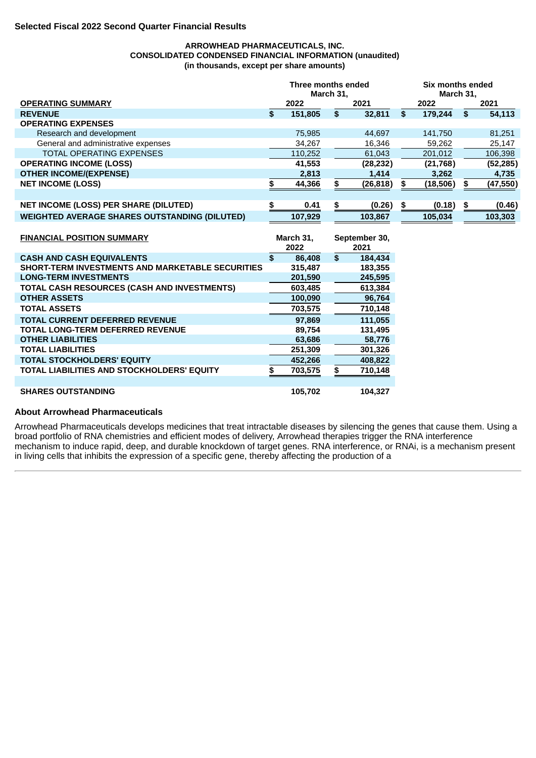**Selected Fiscal 2022 Second Quarter Financial Results**

**ARROWHEAD PHARMACEUTICALS, INC.**
**CONSOLIDATED CONDENSED FINANCIAL INFORMATION (unaudited)**
**(in thousands, except per share amounts)**

| | Three months ended March 31, | | Six months ended March 31, | |
|---|---|---|---|---|
| **OPERATING SUMMARY** | **2022** | **2021** | **2022** | **2021** |
| **REVENUE** | **$ 151,805** | **$ 32,811** | **$ 179,244** | **$ 54,113** |
| **OPERATING EXPENSES** | | | | |
| Research and development | 75,985 | 44,697 | 141,750 | 81,251 |
| General and administrative expenses | 34,267 | 16,346 | 59,262 | 25,147 |
| TOTAL OPERATING EXPENSES | 110,252 | 61,043 | 201,012 | 106,398 |
| **OPERATING INCOME (LOSS)** | **41,553** | **(28,232)** | **(21,768)** | **(52,285)** |
| **OTHER INCOME/(EXPENSE)** | **2,813** | **1,414** | **3,262** | **4,735** |
| **NET INCOME (LOSS)** | **$ 44,366** | **$ (26,818)** | **$ (18,506)** | **$ (47,550)** |
| | | | | |
| **NET INCOME (LOSS) PER SHARE (DILUTED)** | **$ 0.41** | **$ (0.26)** | **$ (0.18)** | **$ (0.46)** |
| **WEIGHTED AVERAGE SHARES OUTSTANDING (DILUTED)** | **107,929** | **103,867** | **105,034** | **103,303** |

| **FINANCIAL POSITION SUMMARY** | **March 31, 2022** | **September 30, 2021** |
|---|---|---|
| **CASH AND CASH EQUIVALENTS** | **$ 86,408** | **$ 184,434** |
| **SHORT-TERM INVESTMENTS AND MARKETABLE SECURITIES** | **315,487** | **183,355** |
| **LONG-TERM INVESTMENTS** | **201,590** | **245,595** |
| **TOTAL CASH RESOURCES (CASH AND INVESTMENTS)** | **603,485** | **613,384** |
| **OTHER ASSETS** | **100,090** | **96,764** |
| **TOTAL ASSETS** | **703,575** | **710,148** |
| **TOTAL CURRENT DEFERRED REVENUE** | **97,869** | **111,055** |
| **TOTAL LONG-TERM DEFERRED REVENUE** | **89,754** | **131,495** |
| **OTHER LIABILITIES** | **63,686** | **58,776** |
| **TOTAL LIABILITIES** | **251,309** | **301,326** |
| **TOTAL STOCKHOLDERS' EQUITY** | **452,266** | **408,822** |
| **TOTAL LIABILITIES AND STOCKHOLDERS' EQUITY** | **$ 703,575** | **$ 710,148** |
| | | |
| **SHARES OUTSTANDING** | **105,702** | **104,327** |

**About Arrowhead Pharmaceuticals**

Arrowhead Pharmaceuticals develops medicines that treat intractable diseases by silencing the genes that cause them. Using a broad portfolio of RNA chemistries and efficient modes of delivery, Arrowhead therapies trigger the RNA interference mechanism to induce rapid, deep, and durable knockdown of target genes. RNA interference, or RNAi, is a mechanism present in living cells that inhibits the expression of a specific gene, thereby affecting the production of a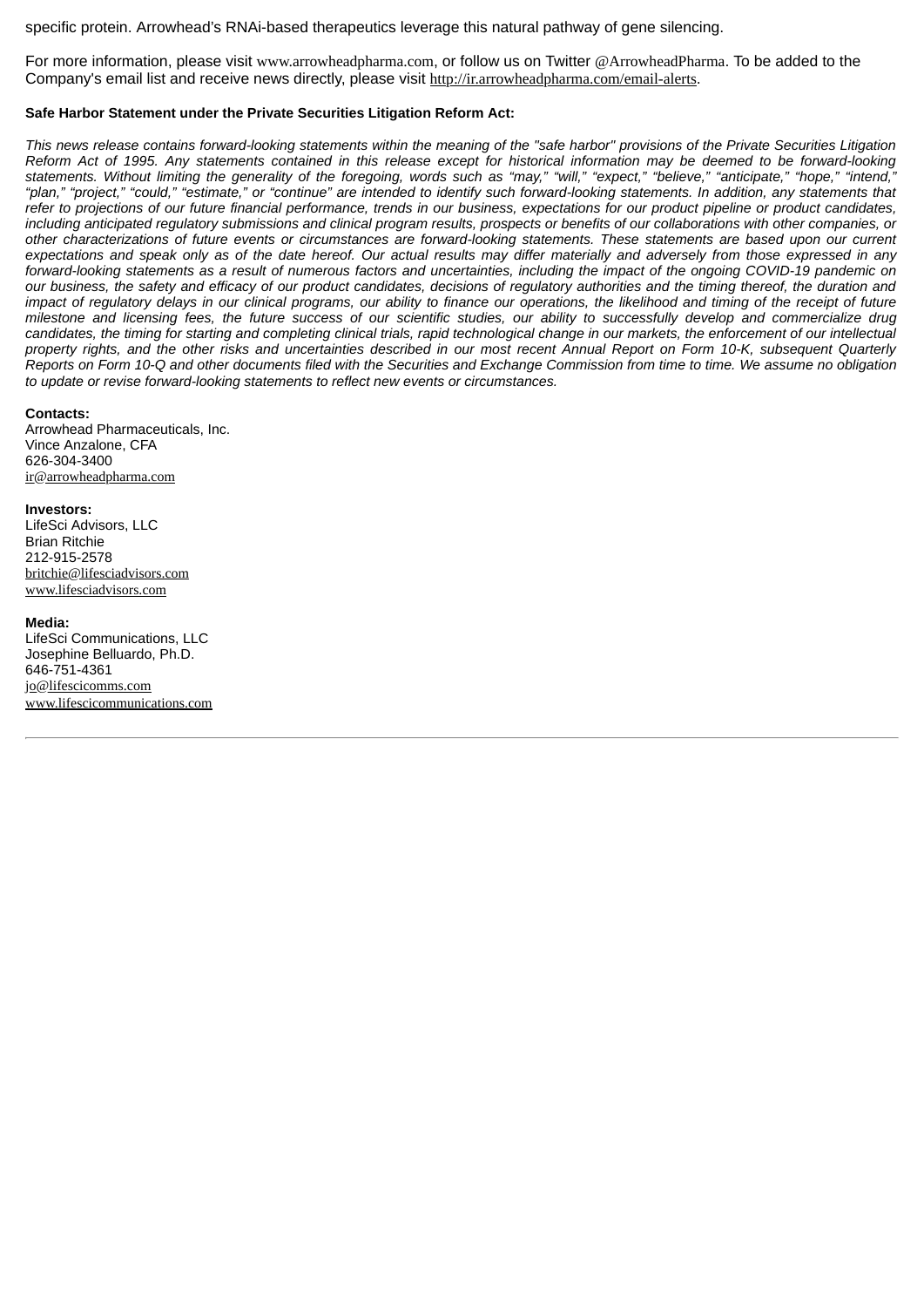specific protein. Arrowhead's RNAi-based therapeutics leverage this natural pathway of gene silencing.

For more information, please visit www.arrowheadpharma.com, or follow us on Twitter @ArrowheadPharma. To be added to the Company's email list and receive news directly, please visit http://ir.arrowheadpharma.com/email-alerts.

**Safe Harbor Statement under the Private Securities Litigation Reform Act:**

*This news release contains forward-looking statements within the meaning of the "safe harbor" provisions of the Private Securities Litigation Reform Act of 1995. Any statements contained in this release except for historical information may be deemed to be forward-looking statements. Without limiting the generality of the foregoing, words such as "may," "will," "expect," "believe," "anticipate," "hope," "intend," "plan," "project," "could," "estimate," or "continue" are intended to identify such forward-looking statements. In addition, any statements that refer to projections of our future financial performance, trends in our business, expectations for our product pipeline or product candidates, including anticipated regulatory submissions and clinical program results, prospects or benefits of our collaborations with other companies, or other characterizations of future events or circumstances are forward-looking statements. These statements are based upon our current expectations and speak only as of the date hereof. Our actual results may differ materially and adversely from those expressed in any forward-looking statements as a result of numerous factors and uncertainties, including the impact of the ongoing COVID-19 pandemic on our business, the safety and efficacy of our product candidates, decisions of regulatory authorities and the timing thereof, the duration and impact of regulatory delays in our clinical programs, our ability to finance our operations, the likelihood and timing of the receipt of future milestone and licensing fees, the future success of our scientific studies, our ability to successfully develop and commercialize drug candidates, the timing for starting and completing clinical trials, rapid technological change in our markets, the enforcement of our intellectual property rights, and the other risks and uncertainties described in our most recent Annual Report on Form 10-K, subsequent Quarterly Reports on Form 10-Q and other documents filed with the Securities and Exchange Commission from time to time. We assume no obligation to update or revise forward-looking statements to reflect new events or circumstances.*

**Contacts:**
Arrowhead Pharmaceuticals, Inc.
Vince Anzalone, CFA
626-304-3400
ir@arrowheadpharma.com

**Investors:**
LifeSci Advisors, LLC
Brian Ritchie
212-915-2578
britchie@lifesciadvisors.com
www.lifesciadvisors.com

**Media:**
LifeSci Communications, LLC
Josephine Belluardo, Ph.D.
646-751-4361
jo@lifescicomms.com
www.lifescicommunications.com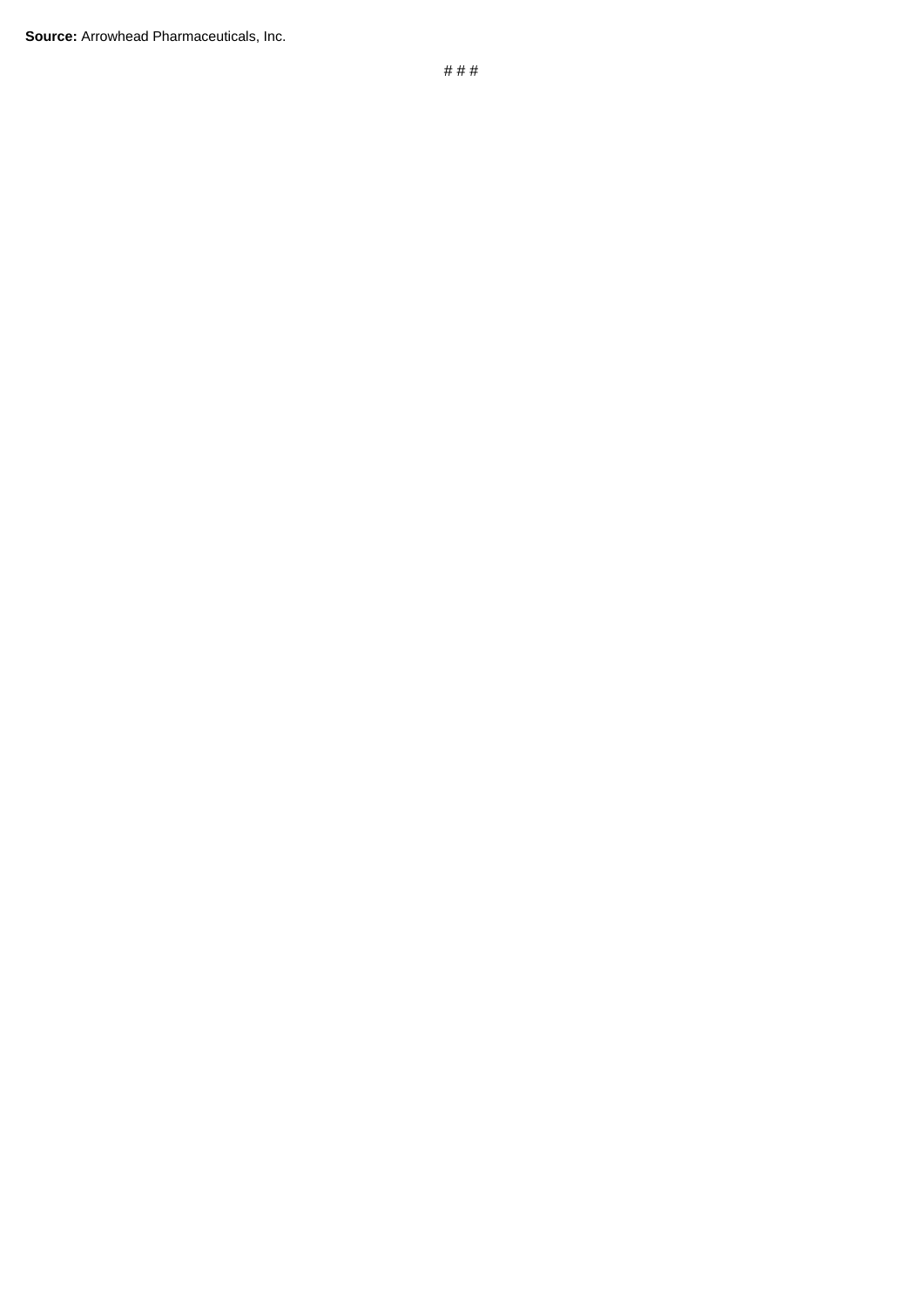**Source:** Arrowhead Pharmaceuticals, Inc.

# # #